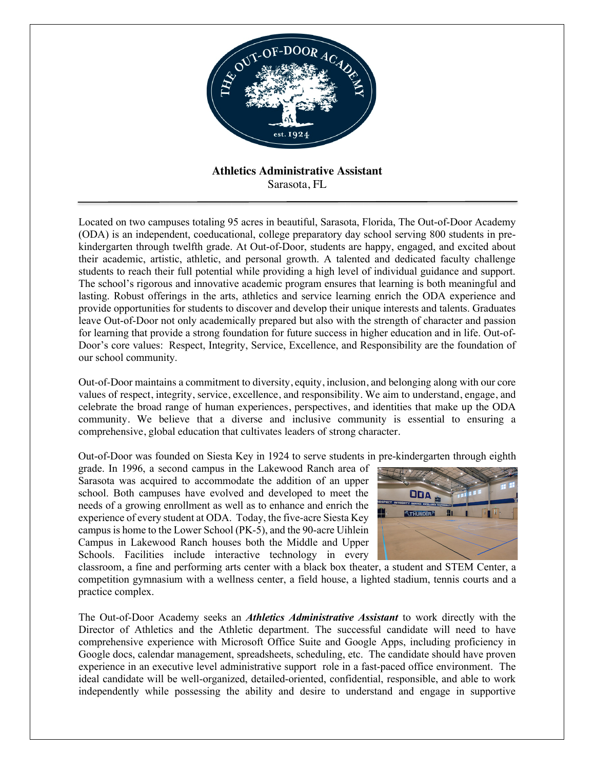**Athletics Administrative Assistant**

Sarasota, FL

---

Located on two campuses totaling 95 acres in beautiful, Sarasota, Florida, The Out-of-Door Academy (ODA) is an independent, coeducational, college preparatory day school serving 800 students in pre-kindergarten through twelfth grade. At Out-of-Door, students are happy, engaged, and excited about their academic, artistic, athletic, and personal growth. A talented and dedicated faculty challenge students to reach their full potential while providing a high level of individual guidance and support. The school's rigorous and innovative academic program ensures that learning is both meaningful and lasting. Robust offerings in the arts, athletics and service learning enrich the ODA experience and provide opportunities for students to discover and develop their unique interests and talents. Graduates leave Out-of-Door not only academically prepared but also with the strength of character and passion for learning that provide a strong foundation for future success in higher education and in life. Out-of-Door's core values: Respect, Integrity, Service, Excellence, and Responsibility are the foundation of our school community.

Out-of-Door maintains a commitment to diversity, equity, inclusion, and belonging along with our core values of respect, integrity, service, excellence, and responsibility. We aim to understand, engage, and celebrate the broad range of human experiences, perspectives, and identities that make up the ODA community. We believe that a diverse and inclusive community is essential to ensuring a comprehensive, global education that cultivates leaders of strong character.

Out-of-Door was founded on Siesta Key in 1924 to serve students in pre-kindergarten through eighth grade. In 1996, a second campus in the Lakewood Ranch area of Sarasota was acquired to accommodate the addition of an upper school. Both campuses have evolved and developed to meet the needs of a growing enrollment as well as to enhance and enrich the experience of every student at ODA. Today, the five-acre Siesta Key campus is home to the Lower School (PK-5), and the 90-acre Uihlein Campus in Lakewood Ranch houses both the Middle and Upper Schools. Facilities include interactive technology in every classroom, a fine and performing arts center with a black box theater, a student and STEM Center, a competition gymnasium with a wellness center, a field house, a lighted stadium, tennis courts and a practice complex.

The Out-of-Door Academy seeks an ***Athletics Administrative Assistant*** to work directly with the Director of Athletics and the Athletic department. The successful candidate will need to have comprehensive experience with Microsoft Office Suite and Google Apps, including proficiency in Google docs, calendar management, spreadsheets, scheduling, etc. The candidate should have proven experience in an executive level administrative support role in a fast-paced office environment. The ideal candidate will be well-organized, detailed-oriented, confidential, responsible, and able to work independently while possessing the ability and desire to understand and engage in supportive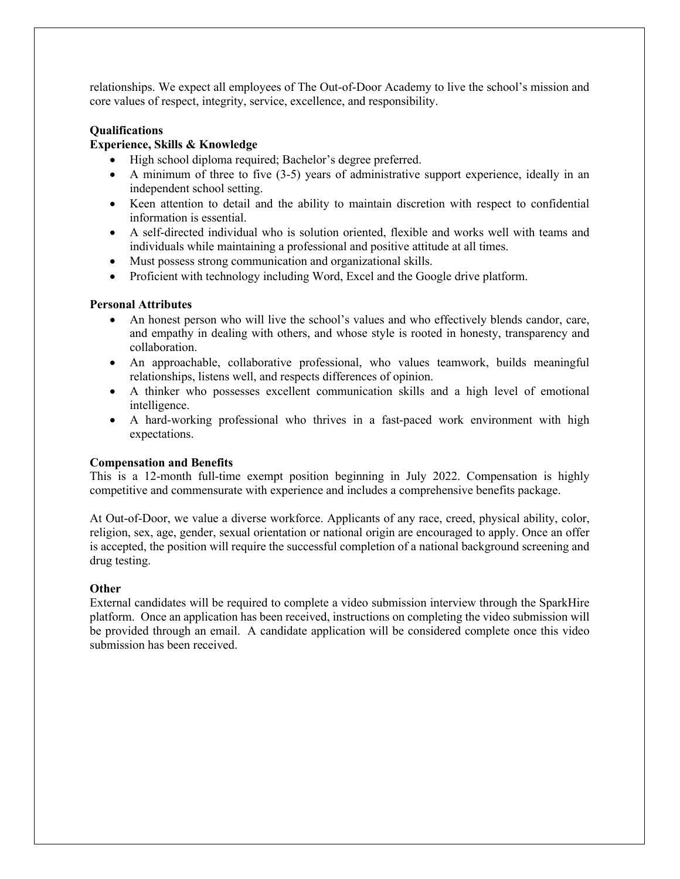relationships. We expect all employees of The Out-of-Door Academy to live the school's mission and core values of respect, integrity, service, excellence, and responsibility.

**Qualifications**

**Experience, Skills & Knowledge**

- High school diploma required; Bachelor's degree preferred.
- A minimum of three to five (3-5) years of administrative support experience, ideally in an independent school setting.
- Keen attention to detail and the ability to maintain discretion with respect to confidential information is essential.
- A self-directed individual who is solution oriented, flexible and works well with teams and individuals while maintaining a professional and positive attitude at all times.
- Must possess strong communication and organizational skills.
- Proficient with technology including Word, Excel and the Google drive platform.

**Personal Attributes**

- An honest person who will live the school's values and who effectively blends candor, care, and empathy in dealing with others, and whose style is rooted in honesty, transparency and collaboration.
- An approachable, collaborative professional, who values teamwork, builds meaningful relationships, listens well, and respects differences of opinion.
- A thinker who possesses excellent communication skills and a high level of emotional intelligence.
- A hard-working professional who thrives in a fast-paced work environment with high expectations.

**Compensation and Benefits**

This is a 12-month full-time exempt position beginning in July 2022. Compensation is highly competitive and commensurate with experience and includes a comprehensive benefits package.

At Out-of-Door, we value a diverse workforce. Applicants of any race, creed, physical ability, color, religion, sex, age, gender, sexual orientation or national origin are encouraged to apply. Once an offer is accepted, the position will require the successful completion of a national background screening and drug testing.

**Other**

External candidates will be required to complete a video submission interview through the SparkHire platform. Once an application has been received, instructions on completing the video submission will be provided through an email. A candidate application will be considered complete once this video submission has been received.